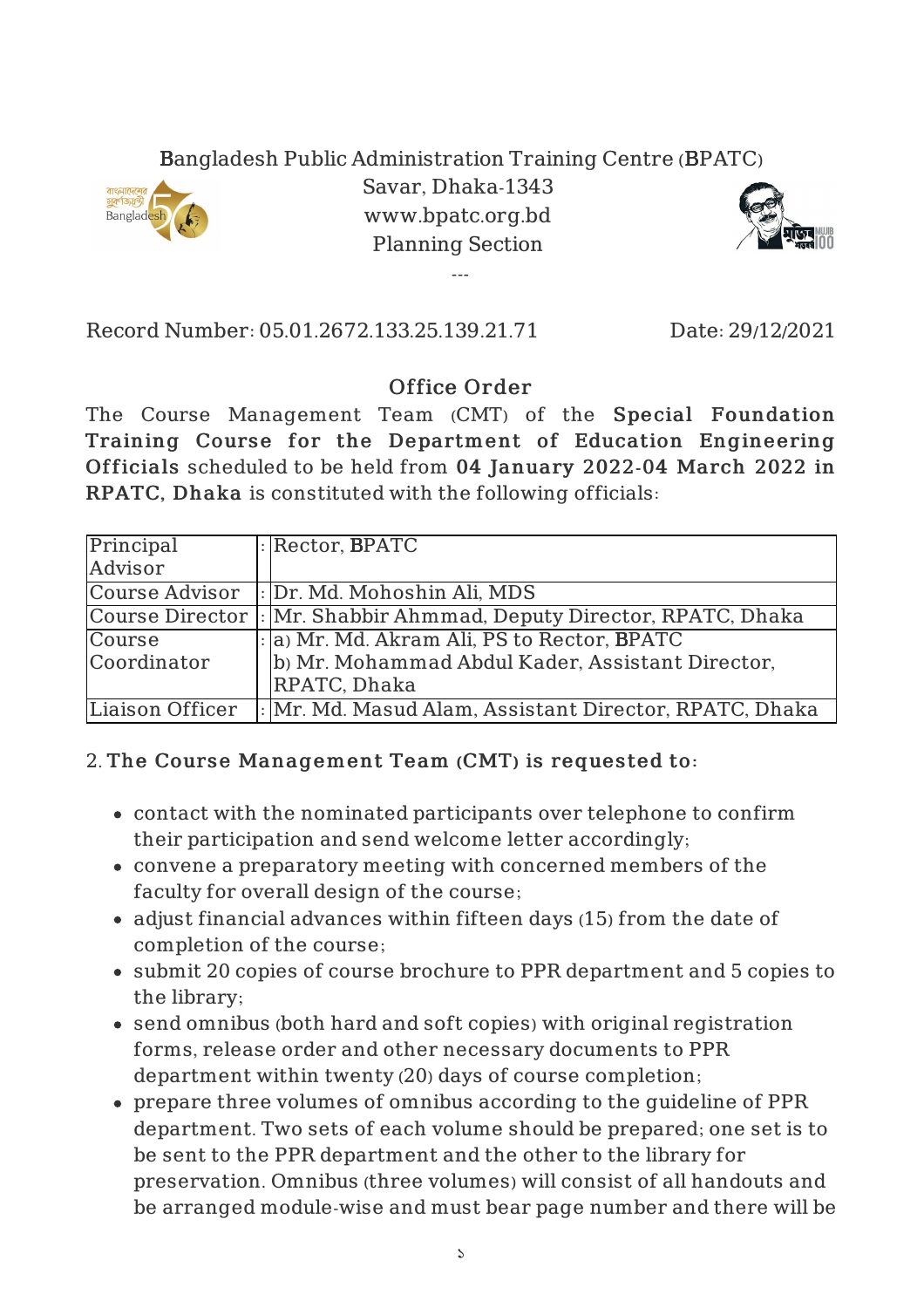Bangladesh Public Administration Training Centre (BPATC)
Savar, Dhaka-1343
www.bpatc.org.bd
Planning Section

---

Record Number: 05.01.2672.133.25.139.21.71 Date: 29/12/2021

## Office Order

The Course Management Team (CMT) of the **Special Foundation Training Course for the Department of Education Engineering Officials** scheduled to be held from **04 January 2022-04 March 2022 in RPATC, Dhaka** is constituted with the following officials:

| | | |
|---|---|---|
| Principal Advisor | : | Rector, BPATC |
| Course Advisor | : | Dr. Md. Mohoshin Ali, MDS |
| Course Director | : | Mr. Shabbir Ahmmad, Deputy Director, RPATC, Dhaka |
| Course Coordinator | : | a) Mr. Md. Akram Ali, PS to Rector, BPATC<br>b) Mr. Mohammad Abdul Kader, Assistant Director, RPATC, Dhaka |
| Liaison Officer | : | Mr. Md. Masud Alam, Assistant Director, RPATC, Dhaka |

2. **The Course Management Team (CMT) is requested to:**

- contact with the nominated participants over telephone to confirm their participation and send welcome letter accordingly;
- convene a preparatory meeting with concerned members of the faculty for overall design of the course;
- adjust financial advances within fifteen days (15) from the date of completion of the course;
- submit 20 copies of course brochure to PPR department and 5 copies to the library;
- send omnibus (both hard and soft copies) with original registration forms, release order and other necessary documents to PPR department within twenty (20) days of course completion;
- prepare three volumes of omnibus according to the guideline of PPR department. Two sets of each volume should be prepared; one set is to be sent to the PPR department and the other to the library for preservation. Omnibus (three volumes) will consist of all handouts and be arranged module-wise and must bear page number and there will be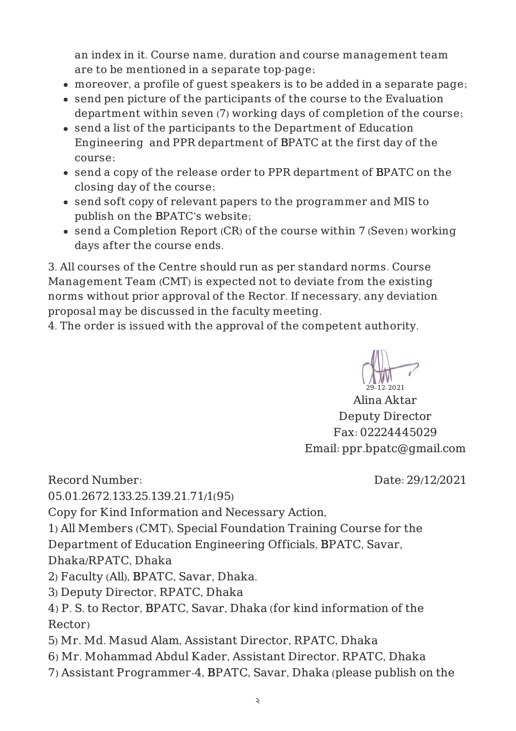an index in it. Course name, duration and course management team are to be mentioned in a separate top-page;

- moreover, a profile of guest speakers is to be added in a separate page;
- send pen picture of the participants of the course to the Evaluation department within seven (7) working days of completion of the course;
- send a list of the participants to the Department of Education Engineering and PPR department of BPATC at the first day of the course;
- send a copy of the release order to PPR department of BPATC on the closing day of the course;
- send soft copy of relevant papers to the programmer and MIS to publish on the BPATC's website;
- send a Completion Report (CR) of the course within 7 (Seven) working days after the course ends.

3. All courses of the Centre should run as per standard norms. Course Management Team (CMT) is expected not to deviate from the existing norms without prior approval of the Rector. If necessary, any deviation proposal may be discussed in the faculty meeting.

4. The order is issued with the approval of the competent authority.

29-12-2021
Alina Aktar
Deputy Director
Fax: 02224445029
Email: ppr.bpatc@gmail.com

Record Number: 05.01.2672.133.25.139.21.71/1(95)

Date: 29/12/2021

Copy for Kind Information and Necessary Action,

1) All Members (CMT), Special Foundation Training Course for the Department of Education Engineering Officials, BPATC, Savar, Dhaka/RPATC, Dhaka
2) Faculty (All), BPATC, Savar, Dhaka.
3) Deputy Director, RPATC, Dhaka
4) P. S. to Rector, BPATC, Savar, Dhaka (for kind information of the Rector)
5) Mr. Md. Masud Alam, Assistant Director, RPATC, Dhaka
6) Mr. Mohammad Abdul Kader, Assistant Director, RPATC, Dhaka
7) Assistant Programmer-4, BPATC, Savar, Dhaka (please publish on the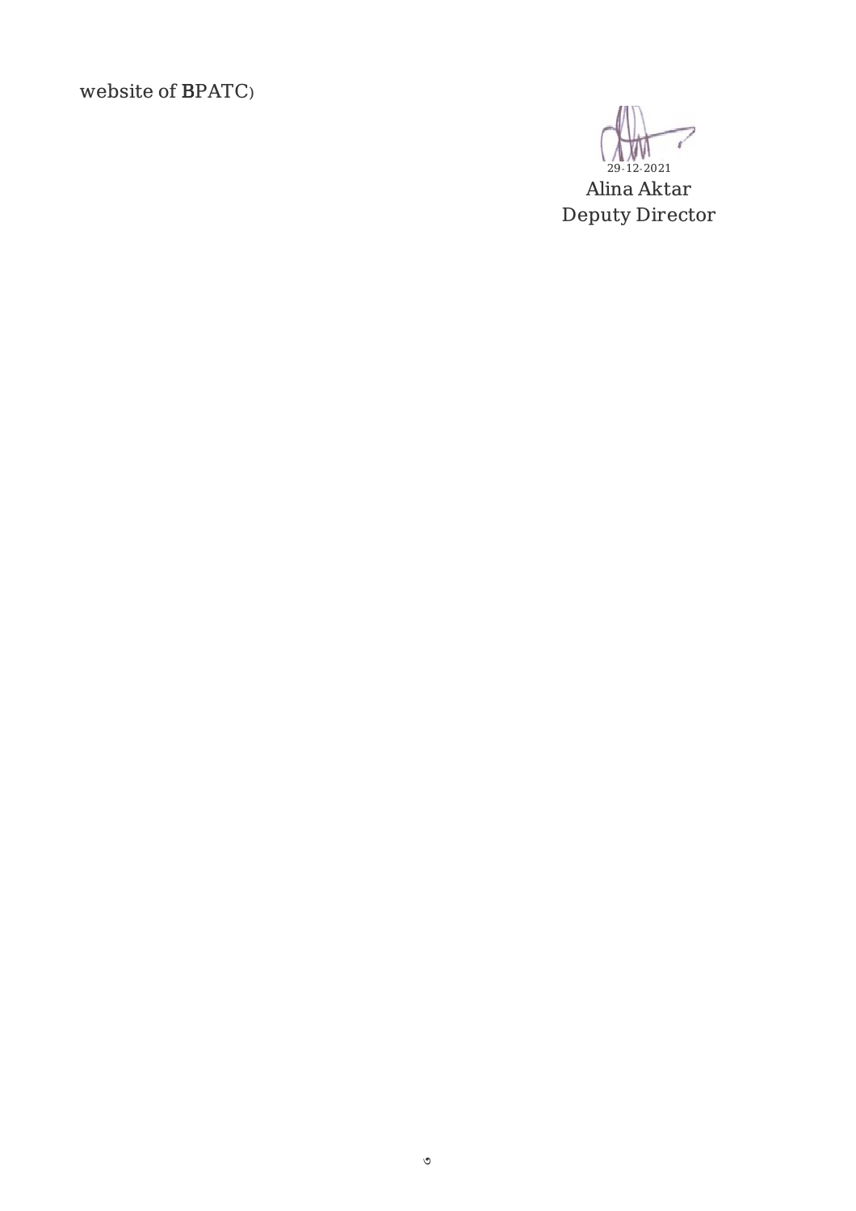website of BPATC)

29-12-2021

Alina Aktar

Deputy Director